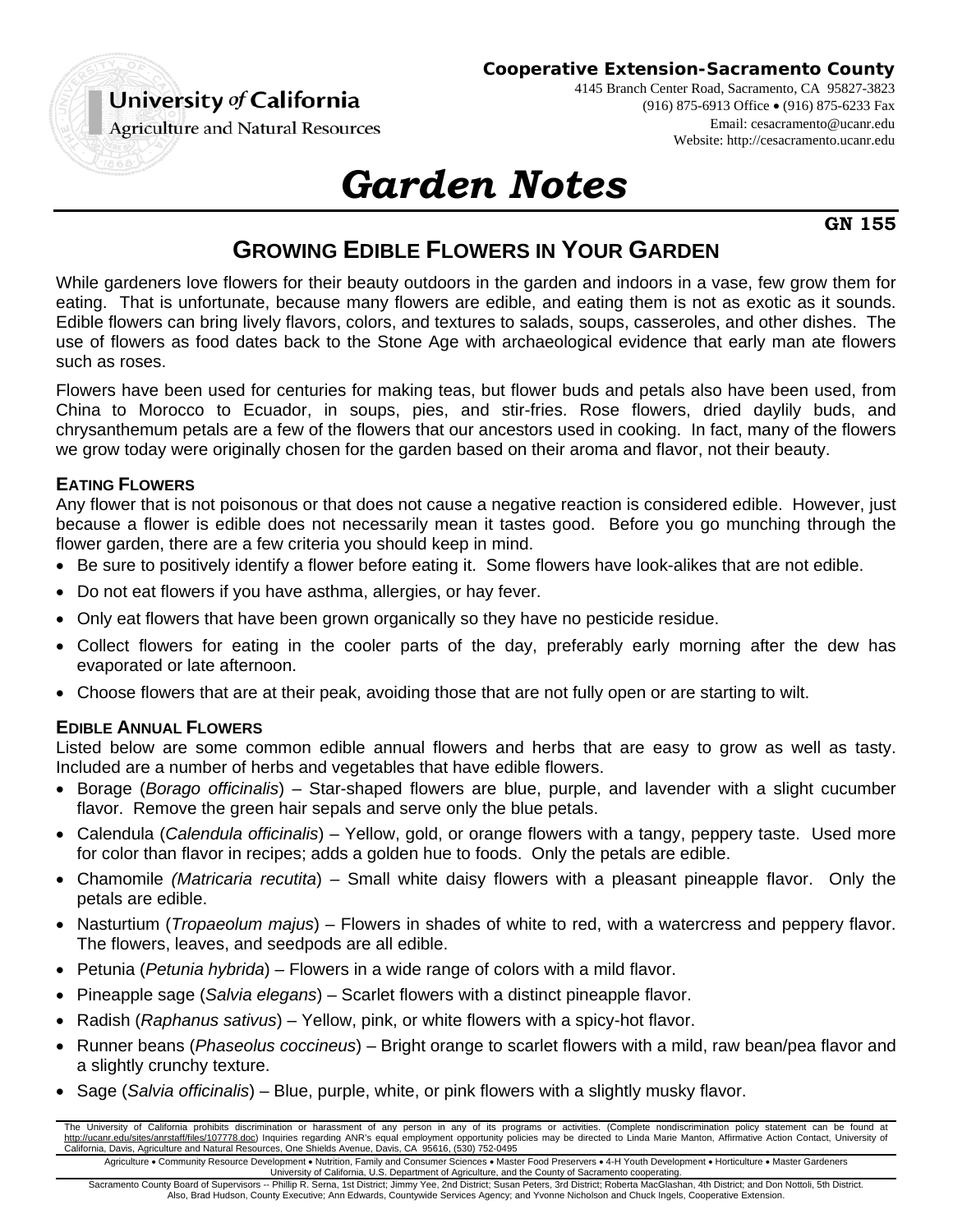Cooperative Extension-Sacramento County

4145 Branch Center Road, Sacramento, CA 95827-3823
(916) 875-6913 Office • (916) 875-6233 Fax
Email: cesacramento@ucanr.edu
Website: http://cesacramento.ucanr.edu

University of California
Agriculture and Natural Resources

# Garden Notes

**GN 155**

## GROWING EDIBLE FLOWERS IN YOUR GARDEN

While gardeners love flowers for their beauty outdoors in the garden and indoors in a vase, few grow them for eating. That is unfortunate, because many flowers are edible, and eating them is not as exotic as it sounds. Edible flowers can bring lively flavors, colors, and textures to salads, soups, casseroles, and other dishes. The use of flowers as food dates back to the Stone Age with archaeological evidence that early man ate flowers such as roses.

Flowers have been used for centuries for making teas, but flower buds and petals also have been used, from China to Morocco to Ecuador, in soups, pies, and stir-fries. Rose flowers, dried daylily buds, and chrysanthemum petals are a few of the flowers that our ancestors used in cooking. In fact, many of the flowers we grow today were originally chosen for the garden based on their aroma and flavor, not their beauty.

### EATING FLOWERS

Any flower that is not poisonous or that does not cause a negative reaction is considered edible. However, just because a flower is edible does not necessarily mean it tastes good. Before you go munching through the flower garden, there are a few criteria you should keep in mind.

- Be sure to positively identify a flower before eating it. Some flowers have look-alikes that are not edible.
- Do not eat flowers if you have asthma, allergies, or hay fever.
- Only eat flowers that have been grown organically so they have no pesticide residue.
- Collect flowers for eating in the cooler parts of the day, preferably early morning after the dew has evaporated or late afternoon.
- Choose flowers that are at their peak, avoiding those that are not fully open or are starting to wilt.

### EDIBLE ANNUAL FLOWERS

Listed below are some common edible annual flowers and herbs that are easy to grow as well as tasty. Included are a number of herbs and vegetables that have edible flowers.

- Borage (*Borago officinalis*) – Star-shaped flowers are blue, purple, and lavender with a slight cucumber flavor. Remove the green hair sepals and serve only the blue petals.
- Calendula (*Calendula officinalis*) – Yellow, gold, or orange flowers with a tangy, peppery taste. Used more for color than flavor in recipes; adds a golden hue to foods. Only the petals are edible.
- Chamomile *(Matricaria recutita*) – Small white daisy flowers with a pleasant pineapple flavor. Only the petals are edible.
- Nasturtium (*Tropaeolum majus*) – Flowers in shades of white to red, with a watercress and peppery flavor. The flowers, leaves, and seedpods are all edible.
- Petunia (*Petunia hybrida*) – Flowers in a wide range of colors with a mild flavor.
- Pineapple sage (*Salvia elegans*) – Scarlet flowers with a distinct pineapple flavor.
- Radish (*Raphanus sativus*) – Yellow, pink, or white flowers with a spicy-hot flavor.
- Runner beans (*Phaseolus coccineus*) – Bright orange to scarlet flowers with a mild, raw bean/pea flavor and a slightly crunchy texture.
- Sage (*Salvia officinalis*) – Blue, purple, white, or pink flowers with a slightly musky flavor.

The University of California prohibits discrimination or harassment of any person in any of its programs or activities. (Complete nondiscrimination policy statement can be found at http://ucanr.edu/sites/anrstaff/files/107778.doc) Inquiries regarding ANR's equal employment opportunity policies may be directed to Linda Marie Manton, Affirmative Action Contact, University of California, Davis, Agriculture and Natural Resources, One Shields Avenue, Davis, CA 95616, (530) 752-0495

Agriculture • Community Resource Development • Nutrition, Family and Consumer Sciences • Master Food Preservers • 4-H Youth Development • Horticulture • Master Gardeners
University of California, U.S. Department of Agriculture, and the County of Sacramento cooperating.

Sacramento County Board of Supervisors -- Phillip R. Serna, 1st District; Jimmy Yee, 2nd District; Susan Peters, 3rd District; Roberta MacGlashan, 4th District; and Don Nottoli, 5th District.
Also, Brad Hudson, County Executive; Ann Edwards, Countywide Services Agency; and Yvonne Nicholson and Chuck Ingels, Cooperative Extension.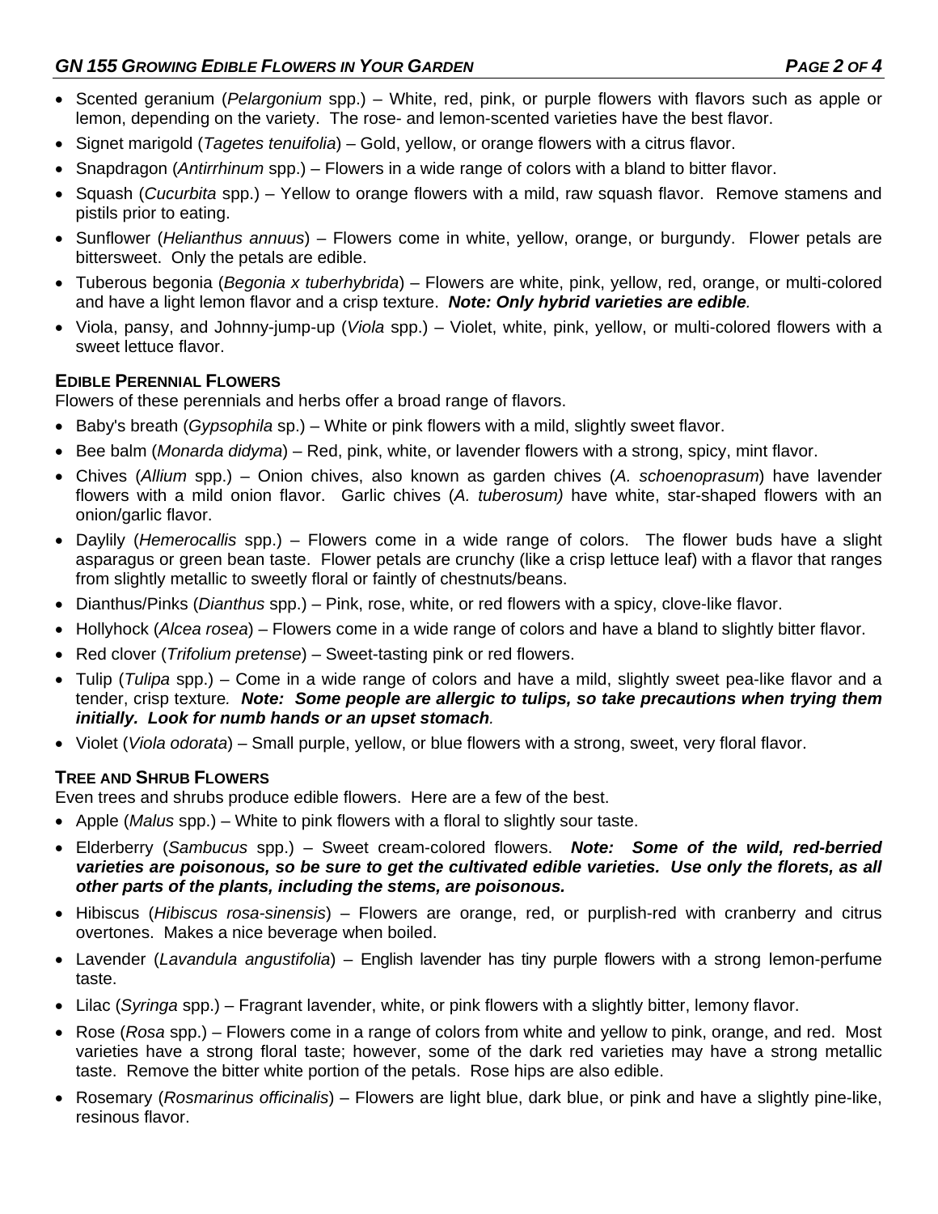- Scented geranium (*Pelargonium* spp.) – White, red, pink, or purple flowers with flavors such as apple or lemon, depending on the variety. The rose- and lemon-scented varieties have the best flavor.
- Signet marigold (*Tagetes tenuifolia*) – Gold, yellow, or orange flowers with a citrus flavor.
- Snapdragon (*Antirrhinum* spp.) – Flowers in a wide range of colors with a bland to bitter flavor.
- Squash (*Cucurbita* spp.) – Yellow to orange flowers with a mild, raw squash flavor. Remove stamens and pistils prior to eating.
- Sunflower (*Helianthus annuus*) – Flowers come in white, yellow, orange, or burgundy. Flower petals are bittersweet. Only the petals are edible.
- Tuberous begonia (*Begonia x tuberhybrida*) – Flowers are white, pink, yellow, red, orange, or multi-colored and have a light lemon flavor and a crisp texture. ***Note: Only hybrid varieties are edible.***
- Viola, pansy, and Johnny-jump-up (*Viola* spp.) – Violet, white, pink, yellow, or multi-colored flowers with a sweet lettuce flavor.

### Edible Perennial Flowers

Flowers of these perennials and herbs offer a broad range of flavors.

- Baby's breath (*Gypsophila* sp.) – White or pink flowers with a mild, slightly sweet flavor.
- Bee balm (*Monarda didyma*) – Red, pink, white, or lavender flowers with a strong, spicy, mint flavor.
- Chives (*Allium* spp.) – Onion chives, also known as garden chives (*A. schoenoprasum*) have lavender flowers with a mild onion flavor. Garlic chives (*A. tuberosum)* have white, star-shaped flowers with an onion/garlic flavor.
- Daylily (*Hemerocallis* spp.) – Flowers come in a wide range of colors. The flower buds have a slight asparagus or green bean taste. Flower petals are crunchy (like a crisp lettuce leaf) with a flavor that ranges from slightly metallic to sweetly floral or faintly of chestnuts/beans.
- Dianthus/Pinks (*Dianthus* spp.) – Pink, rose, white, or red flowers with a spicy, clove-like flavor.
- Hollyhock (*Alcea rosea*) – Flowers come in a wide range of colors and have a bland to slightly bitter flavor.
- Red clover (*Trifolium pretense*) – Sweet-tasting pink or red flowers.
- Tulip (*Tulipa* spp.) – Come in a wide range of colors and have a mild, slightly sweet pea-like flavor and a tender, crisp texture. ***Note: Some people are allergic to tulips, so take precautions when trying them initially. Look for numb hands or an upset stomach.***
- Violet (*Viola odorata*) – Small purple, yellow, or blue flowers with a strong, sweet, very floral flavor.

### Tree and Shrub Flowers

Even trees and shrubs produce edible flowers. Here are a few of the best.

- Apple (*Malus* spp.) – White to pink flowers with a floral to slightly sour taste.
- Elderberry (*Sambucus* spp.) – Sweet cream-colored flowers. ***Note: Some of the wild, red-berried varieties are poisonous, so be sure to get the cultivated edible varieties. Use only the florets, as all other parts of the plants, including the stems, are poisonous.***
- Hibiscus (*Hibiscus rosa-sinensis*) – Flowers are orange, red, or purplish-red with cranberry and citrus overtones. Makes a nice beverage when boiled.
- Lavender (*Lavandula angustifolia*) – English lavender has tiny purple flowers with a strong lemon-perfume taste.
- Lilac (*Syringa* spp.) – Fragrant lavender, white, or pink flowers with a slightly bitter, lemony flavor.
- Rose (*Rosa* spp.) – Flowers come in a range of colors from white and yellow to pink, orange, and red. Most varieties have a strong floral taste; however, some of the dark red varieties may have a strong metallic taste. Remove the bitter white portion of the petals. Rose hips are also edible.
- Rosemary (*Rosmarinus officinalis*) – Flowers are light blue, dark blue, or pink and have a slightly pine-like, resinous flavor.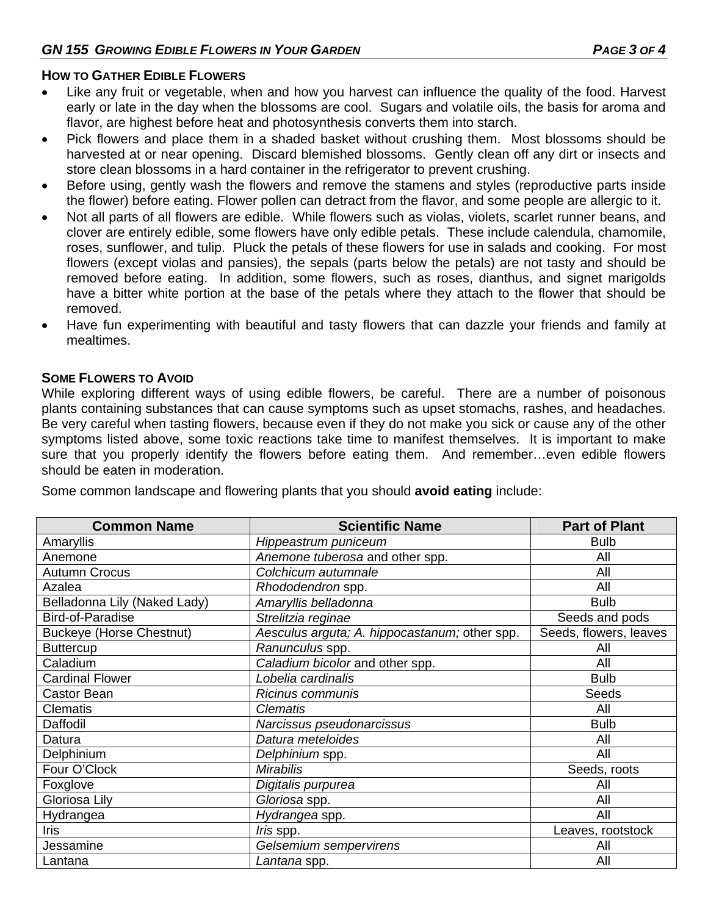## How to Gather Edible Flowers

- Like any fruit or vegetable, when and how you harvest can influence the quality of the food. Harvest early or late in the day when the blossoms are cool. Sugars and volatile oils, the basis for aroma and flavor, are highest before heat and photosynthesis converts them into starch.
- Pick flowers and place them in a shaded basket without crushing them. Most blossoms should be harvested at or near opening. Discard blemished blossoms. Gently clean off any dirt or insects and store clean blossoms in a hard container in the refrigerator to prevent crushing.
- Before using, gently wash the flowers and remove the stamens and styles (reproductive parts inside the flower) before eating. Flower pollen can detract from the flavor, and some people are allergic to it.
- Not all parts of all flowers are edible. While flowers such as violas, violets, scarlet runner beans, and clover are entirely edible, some flowers have only edible petals. These include calendula, chamomile, roses, sunflower, and tulip. Pluck the petals of these flowers for use in salads and cooking. For most flowers (except violas and pansies), the sepals (parts below the petals) are not tasty and should be removed before eating. In addition, some flowers, such as roses, dianthus, and signet marigolds have a bitter white portion at the base of the petals where they attach to the flower that should be removed.
- Have fun experimenting with beautiful and tasty flowers that can dazzle your friends and family at mealtimes.

## Some Flowers to Avoid

While exploring different ways of using edible flowers, be careful. There are a number of poisonous plants containing substances that can cause symptoms such as upset stomachs, rashes, and headaches. Be very careful when tasting flowers, because even if they do not make you sick or cause any of the other symptoms listed above, some toxic reactions take time to manifest themselves. It is important to make sure that you properly identify the flowers before eating them. And remember…even edible flowers should be eaten in moderation.

Some common landscape and flowering plants that you should **avoid eating** include:

| Common Name | Scientific Name | Part of Plant |
|---|---|---|
| Amaryllis | *Hippeastrum puniceum* | Bulb |
| Anemone | *Anemone tuberosa* and other spp. | All |
| Autumn Crocus | *Colchicum autumnale* | All |
| Azalea | *Rhododendron* spp. | All |
| Belladonna Lily (Naked Lady) | *Amaryllis belladonna* | Bulb |
| Bird-of-Paradise | *Strelitzia reginae* | Seeds and pods |
| Buckeye (Horse Chestnut) | *Aesculus arguta; A. hippocastanum;* other spp. | Seeds, flowers, leaves |
| Buttercup | *Ranunculus* spp. | All |
| Caladium | *Caladium bicolor* and other spp. | All |
| Cardinal Flower | *Lobelia cardinalis* | Bulb |
| Castor Bean | *Ricinus communis* | Seeds |
| Clematis | *Clematis* | All |
| Daffodil | *Narcissus pseudonarcissus* | Bulb |
| Datura | *Datura meteloides* | All |
| Delphinium | *Delphinium* spp. | All |
| Four O'Clock | *Mirabilis* | Seeds, roots |
| Foxglove | *Digitalis purpurea* | All |
| Gloriosa Lily | *Gloriosa* spp. | All |
| Hydrangea | *Hydrangea* spp. | All |
| Iris | *Iris* spp. | Leaves, rootstock |
| Jessamine | *Gelsemium sempervirens* | All |
| Lantana | *Lantana* spp. | All |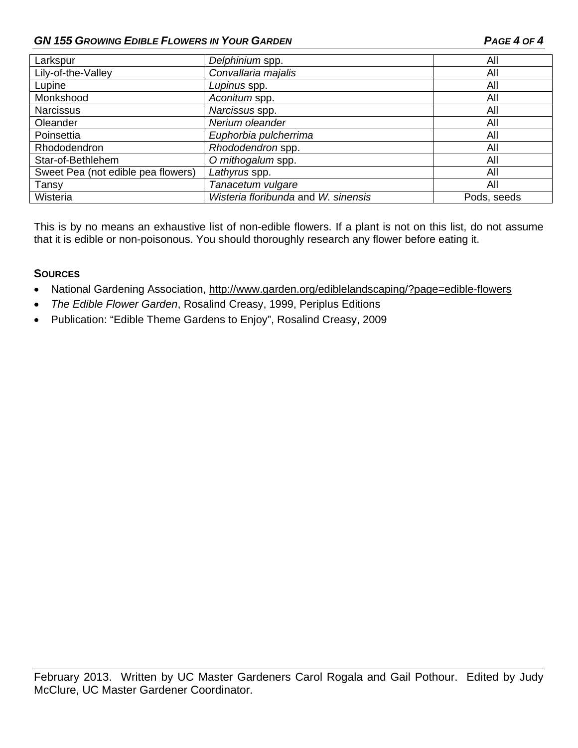| | | |
|---|---|---|
| Larkspur | *Delphinium* spp. | All |
| Lily-of-the-Valley | *Convallaria majalis* | All |
| Lupine | *Lupinus* spp. | All |
| Monkshood | *Aconitum* spp. | All |
| Narcissus | *Narcissus* spp. | All |
| Oleander | *Nerium oleander* | All |
| Poinsettia | *Euphorbia pulcherrima* | All |
| Rhododendron | *Rhododendron* spp. | All |
| Star-of-Bethlehem | *O rnithogalum* spp. | All |
| Sweet Pea (not edible pea flowers) | *Lathyrus* spp. | All |
| Tansy | *Tanacetum vulgare* | All |
| Wisteria | *Wisteria floribunda* and *W. sinensis* | Pods, seeds |

This is by no means an exhaustive list of non-edible flowers. If a plant is not on this list, do not assume that it is edible or non-poisonous. You should thoroughly research any flower before eating it.

**SOURCES**

- National Gardening Association, http://www.garden.org/ediblelandscaping/?page=edible-flowers
- *The Edible Flower Garden*, Rosalind Creasy, 1999, Periplus Editions
- Publication: "Edible Theme Gardens to Enjoy", Rosalind Creasy, 2009

February 2013. Written by UC Master Gardeners Carol Rogala and Gail Pothour. Edited by Judy McClure, UC Master Gardener Coordinator.